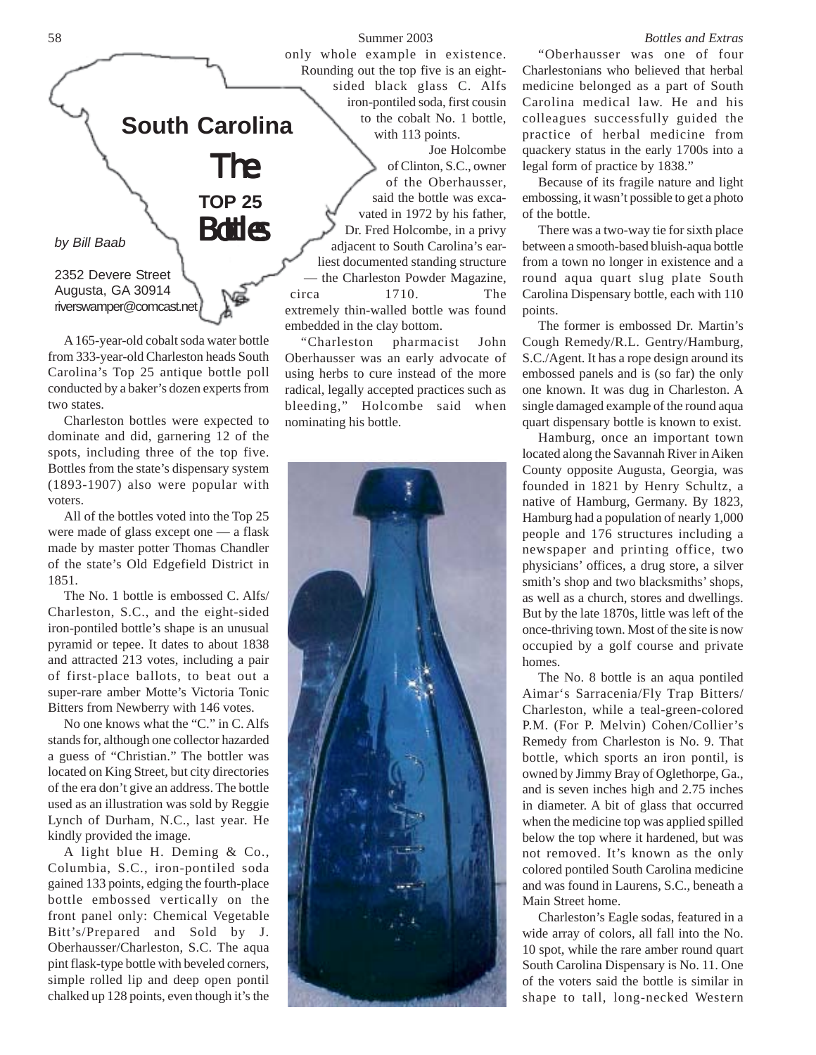# South Carolina

# The TOP 25 Bottles

*by Bill Baab*

2352 Devere Street
Augusta, GA 30914
riverswamper@comcast.net

A 165-year-old cobalt soda water bottle from 333-year-old Charleston heads South Carolina's Top 25 antique bottle poll conducted by a baker's dozen experts from two states.

Charleston bottles were expected to dominate and did, garnering 12 of the spots, including three of the top five. Bottles from the state's dispensary system (1893-1907) also were popular with voters.

All of the bottles voted into the Top 25 were made of glass except one — a flask made by master potter Thomas Chandler of the state's Old Edgefield District in 1851.

The No. 1 bottle is embossed C. Alfs/ Charleston, S.C., and the eight-sided iron-pontiled bottle's shape is an unusual pyramid or tepee. It dates to about 1838 and attracted 213 votes, including a pair of first-place ballots, to beat out a super-rare amber Motte's Victoria Tonic Bitters from Newberry with 146 votes.

No one knows what the "C." in C. Alfs stands for, although one collector hazarded a guess of "Christian." The bottler was located on King Street, but city directories of the era don't give an address. The bottle used as an illustration was sold by Reggie Lynch of Durham, N.C., last year. He kindly provided the image.

A light blue H. Deming & Co., Columbia, S.C., iron-pontiled soda gained 133 points, edging the fourth-place bottle embossed vertically on the front panel only: Chemical Vegetable Bitt's/Prepared and Sold by J. Oberhausser/Charleston, S.C. The aqua pint flask-type bottle with beveled corners, simple rolled lip and deep open pontil chalked up 128 points, even though it's the only whole example in existence. Rounding out the top five is an eight-sided black glass C. Alfs iron-pontiled soda, first cousin to the cobalt No. 1 bottle, with 113 points.

Joe Holcombe of Clinton, S.C., owner of the Oberhausser, said the bottle was excavated in 1972 by his father, Dr. Fred Holcombe, in a privy adjacent to South Carolina's earliest documented standing structure — the Charleston Powder Magazine, circa 1710. The extremely thin-walled bottle was found embedded in the clay bottom.

"Charleston pharmacist John Oberhausser was an early advocate of using herbs to cure instead of the more radical, legally accepted practices such as bleeding," Holcombe said when nominating his bottle.

"Oberhausser was one of four Charlestonians who believed that herbal medicine belonged as a part of South Carolina medical law. He and his colleagues successfully guided the practice of herbal medicine from quackery status in the early 1700s into a legal form of practice by 1838."

Because of its fragile nature and light embossing, it wasn't possible to get a photo of the bottle.

There was a two-way tie for sixth place between a smooth-based bluish-aqua bottle from a town no longer in existence and a round aqua quart slug plate South Carolina Dispensary bottle, each with 110 points.

The former is embossed Dr. Martin's Cough Remedy/R.L. Gentry/Hamburg, S.C./Agent. It has a rope design around its embossed panels and is (so far) the only one known. It was dug in Charleston. A single damaged example of the round aqua quart dispensary bottle is known to exist.

Hamburg, once an important town located along the Savannah River in Aiken County opposite Augusta, Georgia, was founded in 1821 by Henry Schultz, a native of Hamburg, Germany. By 1823, Hamburg had a population of nearly 1,000 people and 176 structures including a newspaper and printing office, two physicians' offices, a drug store, a silver smith's shop and two blacksmiths' shops, as well as a church, stores and dwellings. But by the late 1870s, little was left of the once-thriving town. Most of the site is now occupied by a golf course and private homes.

The No. 8 bottle is an aqua pontiled Aimar's Sarracenia/Fly Trap Bitters/ Charleston, while a teal-green-colored P.M. (For P. Melvin) Cohen/Collier's Remedy from Charleston is No. 9. That bottle, which sports an iron pontil, is owned by Jimmy Bray of Oglethorpe, Ga., and is seven inches high and 2.75 inches in diameter. A bit of glass that occurred when the medicine top was applied spilled below the top where it hardened, but was not removed. It's known as the only colored pontiled South Carolina medicine and was found in Laurens, S.C., beneath a Main Street home.

Charleston's Eagle sodas, featured in a wide array of colors, all fall into the No. 10 spot, while the rare amber round quart South Carolina Dispensary is No. 11. One of the voters said the bottle is similar in shape to tall, long-necked Western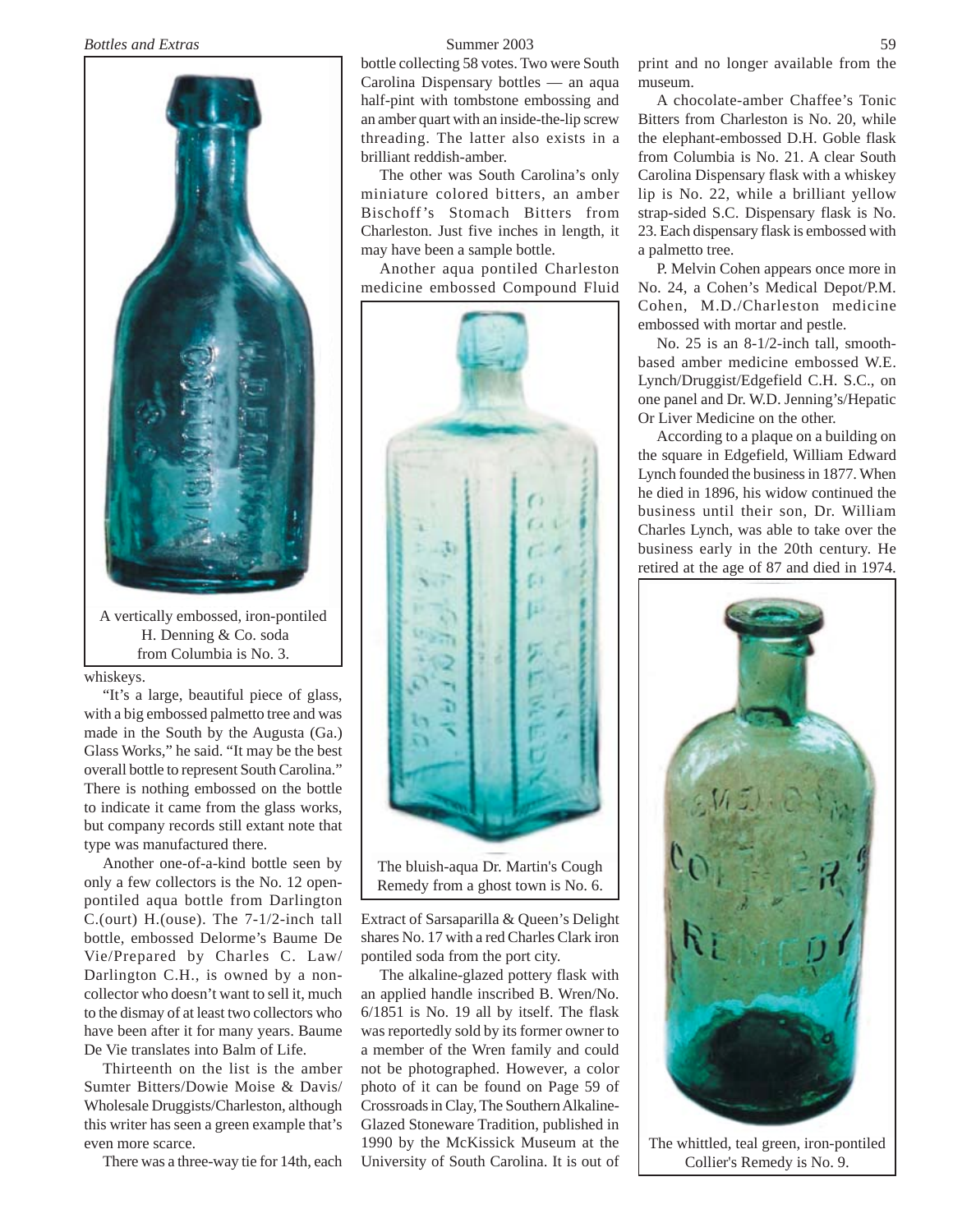A vertically embossed, iron-pontiled H. Denning & Co. soda from Columbia is No. 3.

whiskeys.

"It's a large, beautiful piece of glass, with a big embossed palmetto tree and was made in the South by the Augusta (Ga.) Glass Works," he said. "It may be the best overall bottle to represent South Carolina." There is nothing embossed on the bottle to indicate it came from the glass works, but company records still extant note that type was manufactured there.

Another one-of-a-kind bottle seen by only a few collectors is the No. 12 open-pontiled aqua bottle from Darlington C.(ourt) H.(ouse). The 7-1/2-inch tall bottle, embossed Delorme's Baume De Vie/Prepared by Charles C. Law/ Darlington C.H., is owned by a non-collector who doesn't want to sell it, much to the dismay of at least two collectors who have been after it for many years. Baume De Vie translates into Balm of Life.

Thirteenth on the list is the amber Sumter Bitters/Dowie Moise & Davis/ Wholesale Druggists/Charleston, although this writer has seen a green example that's even more scarce.

There was a three-way tie for 14th, each bottle collecting 58 votes. Two were South Carolina Dispensary bottles — an aqua half-pint with tombstone embossing and an amber quart with an inside-the-lip screw threading. The latter also exists in a brilliant reddish-amber.

The other was South Carolina's only miniature colored bitters, an amber Bischoff's Stomach Bitters from Charleston. Just five inches in length, it may have been a sample bottle.

Another aqua pontiled Charleston medicine embossed Compound Fluid Extract of Sarsaparilla & Queen's Delight shares No. 17 with a red Charles Clark iron pontiled soda from the port city.

The bluish-aqua Dr. Martin's Cough Remedy from a ghost town is No. 6.

The alkaline-glazed pottery flask with an applied handle inscribed B. Wren/No. 6/1851 is No. 19 all by itself. The flask was reportedly sold by its former owner to a member of the Wren family and could not be photographed. However, a color photo of it can be found on Page 59 of Crossroads in Clay, The Southern Alkaline-Glazed Stoneware Tradition, published in 1990 by the McKissick Museum at the University of South Carolina. It is out of print and no longer available from the museum.

A chocolate-amber Chaffee's Tonic Bitters from Charleston is No. 20, while the elephant-embossed D.H. Goble flask from Columbia is No. 21. A clear South Carolina Dispensary flask with a whiskey lip is No. 22, while a brilliant yellow strap-sided S.C. Dispensary flask is No. 23. Each dispensary flask is embossed with a palmetto tree.

P. Melvin Cohen appears once more in No. 24, a Cohen's Medical Depot/P.M. Cohen, M.D./Charleston medicine embossed with mortar and pestle.

No. 25 is an 8-1/2-inch tall, smooth-based amber medicine embossed W.E. Lynch/Druggist/Edgefield C.H. S.C., on one panel and Dr. W.D. Jenning's/Hepatic Or Liver Medicine on the other.

According to a plaque on a building on the square in Edgefield, William Edward Lynch founded the business in 1877. When he died in 1896, his widow continued the business until their son, Dr. William Charles Lynch, was able to take over the business early in the 20th century. He retired at the age of 87 and died in 1974.

The whittled, teal green, iron-pontiled Collier's Remedy is No. 9.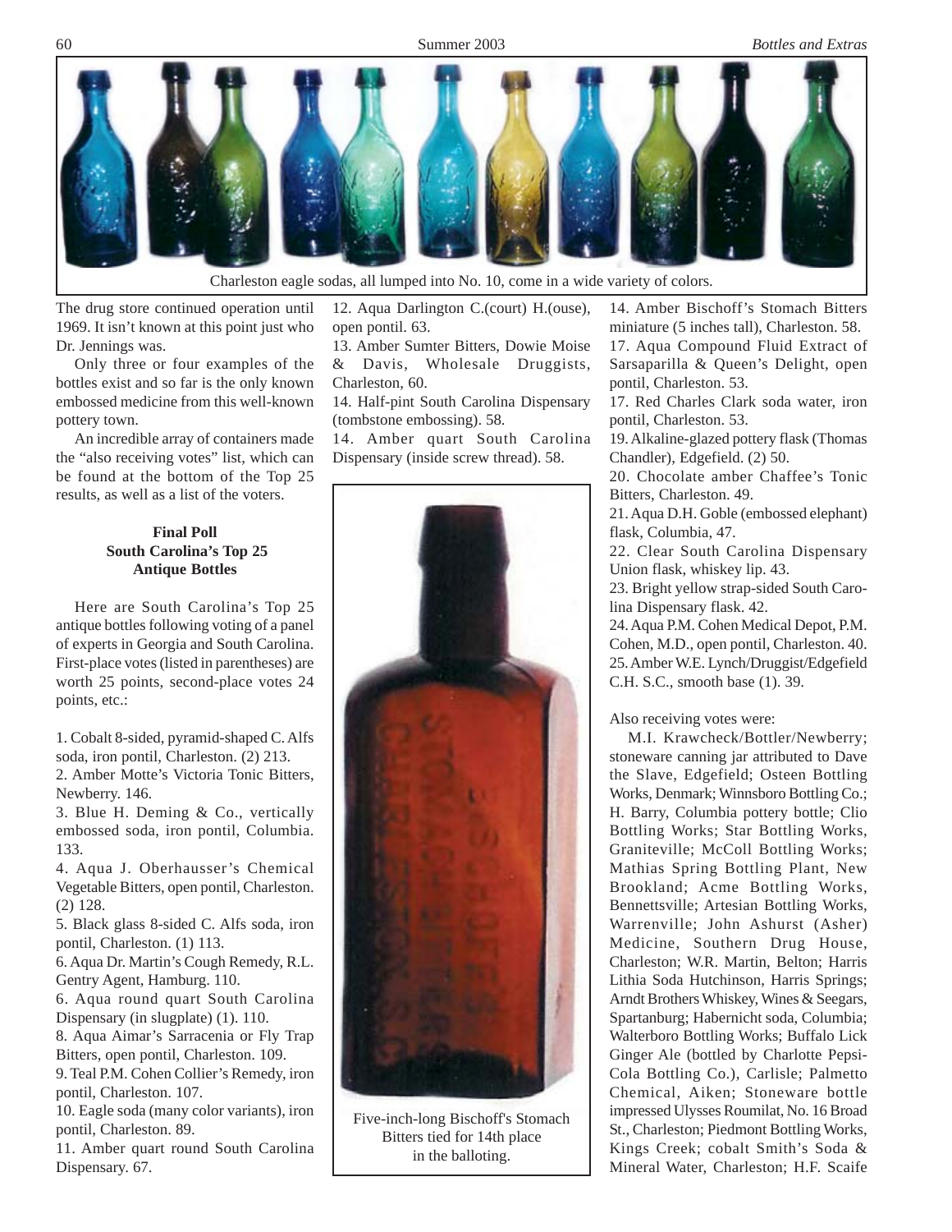Charleston eagle sodas, all lumped into No. 10, come in a wide variety of colors.

The drug store continued operation until 1969. It isn't known at this point just who Dr. Jennings was.

Only three or four examples of the bottles exist and so far is the only known embossed medicine from this well-known pottery town.

An incredible array of containers made the "also receiving votes" list, which can be found at the bottom of the Top 25 results, as well as a list of the voters.

**Final Poll**
**South Carolina's Top 25**
**Antique Bottles**

Here are South Carolina's Top 25 antique bottles following voting of a panel of experts in Georgia and South Carolina. First-place votes (listed in parentheses) are worth 25 points, second-place votes 24 points, etc.:

1. Cobalt 8-sided, pyramid-shaped C. Alfs soda, iron pontil, Charleston. (2) 213.
2. Amber Motte's Victoria Tonic Bitters, Newberry. 146.
3. Blue H. Deming & Co., vertically embossed soda, iron pontil, Columbia. 133.
4. Aqua J. Oberhausser's Chemical Vegetable Bitters, open pontil, Charleston. (2) 128.
5. Black glass 8-sided C. Alfs soda, iron pontil, Charleston. (1) 113.
6. Aqua Dr. Martin's Cough Remedy, R.L. Gentry Agent, Hamburg. 110.
6. Aqua round quart South Carolina Dispensary (in slugplate) (1). 110.
8. Aqua Aimar's Sarracenia or Fly Trap Bitters, open pontil, Charleston. 109.
9. Teal P.M. Cohen Collier's Remedy, iron pontil, Charleston. 107.
10. Eagle soda (many color variants), iron pontil, Charleston. 89.
11. Amber quart round South Carolina Dispensary. 67.
12. Aqua Darlington C.(court) H.(ouse), open pontil. 63.
13. Amber Sumter Bitters, Dowie Moise & Davis, Wholesale Druggists, Charleston, 60.
14. Half-pint South Carolina Dispensary (tombstone embossing). 58.
14. Amber quart South Carolina Dispensary (inside screw thread). 58.

Five-inch-long Bischoff's Stomach Bitters tied for 14th place in the balloting.

14. Amber Bischoff's Stomach Bitters miniature (5 inches tall), Charleston. 58.
17. Aqua Compound Fluid Extract of Sarsaparilla & Queen's Delight, open pontil, Charleston. 53.
17. Red Charles Clark soda water, iron pontil, Charleston. 53.
19. Alkaline-glazed pottery flask (Thomas Chandler), Edgefield. (2) 50.
20. Chocolate amber Chaffee's Tonic Bitters, Charleston. 49.
21. Aqua D.H. Goble (embossed elephant) flask, Columbia, 47.
22. Clear South Carolina Dispensary Union flask, whiskey lip. 43.
23. Bright yellow strap-sided South Carolina Dispensary flask. 42.
24. Aqua P.M. Cohen Medical Depot, P.M. Cohen, M.D., open pontil, Charleston. 40.
25. Amber W.E. Lynch/Druggist/Edgefield C.H. S.C., smooth base (1). 39.

Also receiving votes were:

M.I. Krawcheck/Bottler/Newberry; stoneware canning jar attributed to Dave the Slave, Edgefield; Osteen Bottling Works, Denmark; Winnsboro Bottling Co.; H. Barry, Columbia pottery bottle; Clio Bottling Works; Star Bottling Works, Graniteville; McColl Bottling Works; Mathias Spring Bottling Plant, New Brookland; Acme Bottling Works, Bennettsville; Artesian Bottling Works, Warrenville; John Ashurst (Asher) Medicine, Southern Drug House, Charleston; W.R. Martin, Belton; Harris Lithia Soda Hutchinson, Harris Springs; Arndt Brothers Whiskey, Wines & Seegars, Spartanburg; Habernicht soda, Columbia; Walterboro Bottling Works; Buffalo Lick Ginger Ale (bottled by Charlotte Pepsi-Cola Bottling Co.), Carlisle; Palmetto Chemical, Aiken; Stoneware bottle impressed Ulysses Roumilat, No. 16 Broad St., Charleston; Piedmont Bottling Works, Kings Creek; cobalt Smith's Soda & Mineral Water, Charleston; H.F. Scaife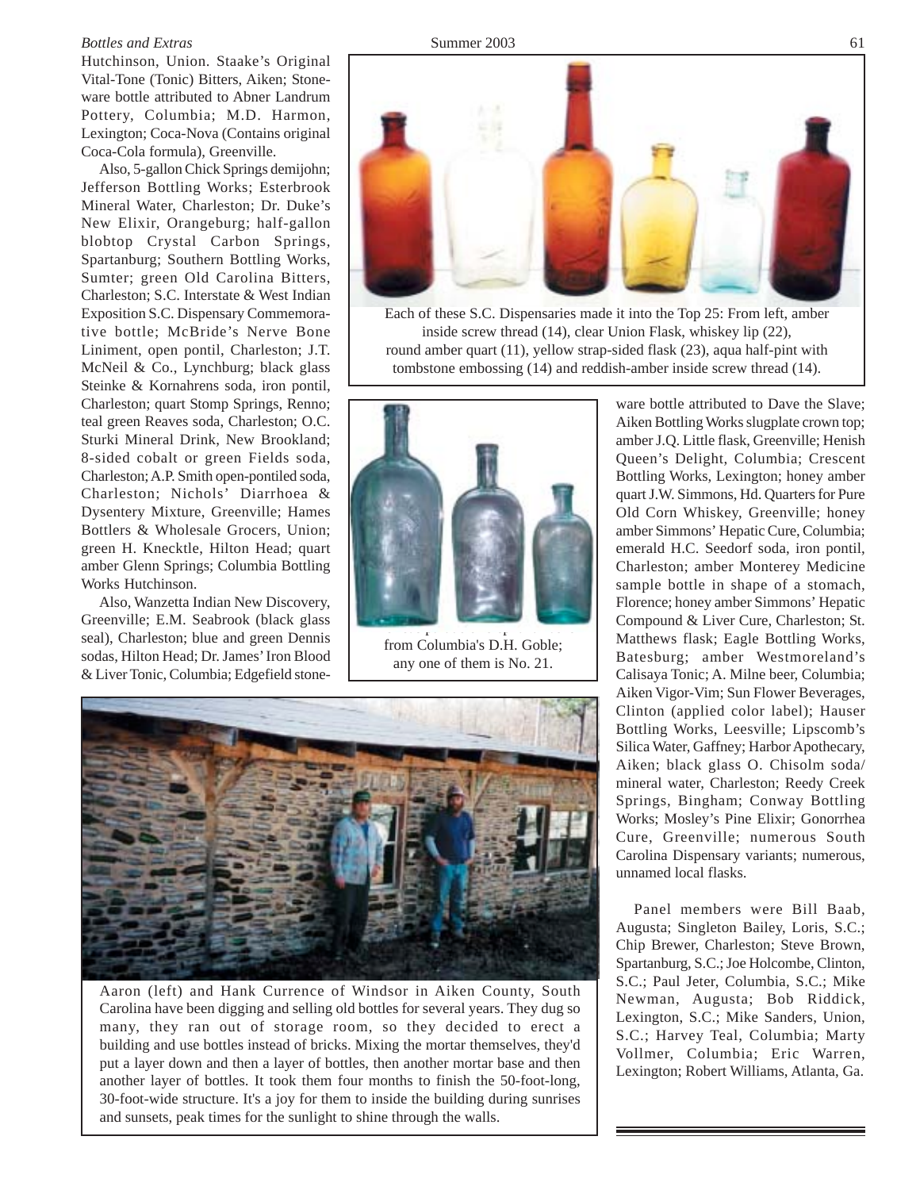Hutchinson, Union. Staake's Original Vital-Tone (Tonic) Bitters, Aiken; Stoneware bottle attributed to Abner Landrum Pottery, Columbia; M.D. Harmon, Lexington; Coca-Nova (Contains original Coca-Cola formula), Greenville.

Also, 5-gallon Chick Springs demijohn; Jefferson Bottling Works; Esterbrook Mineral Water, Charleston; Dr. Duke's New Elixir, Orangeburg; half-gallon blobtop Crystal Carbon Springs, Spartanburg; Southern Bottling Works, Sumter; green Old Carolina Bitters, Charleston; S.C. Interstate & West Indian Exposition S.C. Dispensary Commemorative bottle; McBride's Nerve Bone Liniment, open pontil, Charleston; J.T. McNeil & Co., Lynchburg; black glass Steinke & Kornahrens soda, iron pontil, Charleston; quart Stomp Springs, Renno; teal green Reaves soda, Charleston; O.C. Sturki Mineral Drink, New Brookland; 8-sided cobalt or green Fields soda, Charleston; A.P. Smith open-pontiled soda, Charleston; Nichols' Diarrhoea & Dysentery Mixture, Greenville; Hames Bottlers & Wholesale Grocers, Union; green H. Knecktle, Hilton Head; quart amber Glenn Springs; Columbia Bottling Works Hutchinson.

Also, Wanzetta Indian New Discovery, Greenville; E.M. Seabrook (black glass seal), Charleston; blue and green Dennis sodas, Hilton Head; Dr. James' Iron Blood & Liver Tonic, Columbia; Edgefield stoneware bottle attributed to Dave the Slave; Aiken Bottling Works slugplate crown top; amber J.Q. Little flask, Greenville; Henish Queen's Delight, Columbia; Crescent Bottling Works, Lexington; honey amber quart J.W. Simmons, Hd. Quarters for Pure Old Corn Whiskey, Greenville; honey amber Simmons' Hepatic Cure, Columbia; emerald H.C. Seedorf soda, iron pontil, Charleston; amber Monterey Medicine sample bottle in shape of a stomach, Florence; honey amber Simmons' Hepatic Compound & Liver Cure, Charleston; St. Matthews flask; Eagle Bottling Works, Batesburg; amber Westmoreland's Calisaya Tonic; A. Milne beer, Columbia; Aiken Vigor-Vim; Sun Flower Beverages, Clinton (applied color label); Hauser Bottling Works, Leesville; Lipscomb's Silica Water, Gaffney; Harbor Apothecary, Aiken; black glass O. Chisolm soda/ mineral water, Charleston; Reedy Creek Springs, Bingham; Conway Bottling Works; Mosley's Pine Elixir; Gonorrhea Cure, Greenville; numerous South Carolina Dispensary variants; numerous, unnamed local flasks.

Each of these S.C. Dispensaries made it into the Top 25: From left, amber inside screw thread (14), clear Union Flask, whiskey lip (22), round amber quart (11), yellow strap-sided flask (23), aqua half-pint with tombstone embossing (14) and reddish-amber inside screw thread (14).

from Columbia's D.H. Goble; any one of them is No. 21.

Aaron (left) and Hank Currence of Windsor in Aiken County, South Carolina have been digging and selling old bottles for several years. They dug so many, they ran out of storage room, so they decided to erect a building and use bottles instead of bricks. Mixing the mortar themselves, they'd put a layer down and then a layer of bottles, then another mortar base and then another layer of bottles. It took them four months to finish the 50-foot-long, 30-foot-wide structure. It's a joy for them to inside the building during sunrises and sunsets, peak times for the sunlight to shine through the walls.

Panel members were Bill Baab, Augusta; Singleton Bailey, Loris, S.C.; Chip Brewer, Charleston; Steve Brown, Spartanburg, S.C.; Joe Holcombe, Clinton, S.C.; Paul Jeter, Columbia, S.C.; Mike Newman, Augusta; Bob Riddick, Lexington, S.C.; Mike Sanders, Union, S.C.; Harvey Teal, Columbia; Marty Vollmer, Columbia; Eric Warren, Lexington; Robert Williams, Atlanta, Ga.